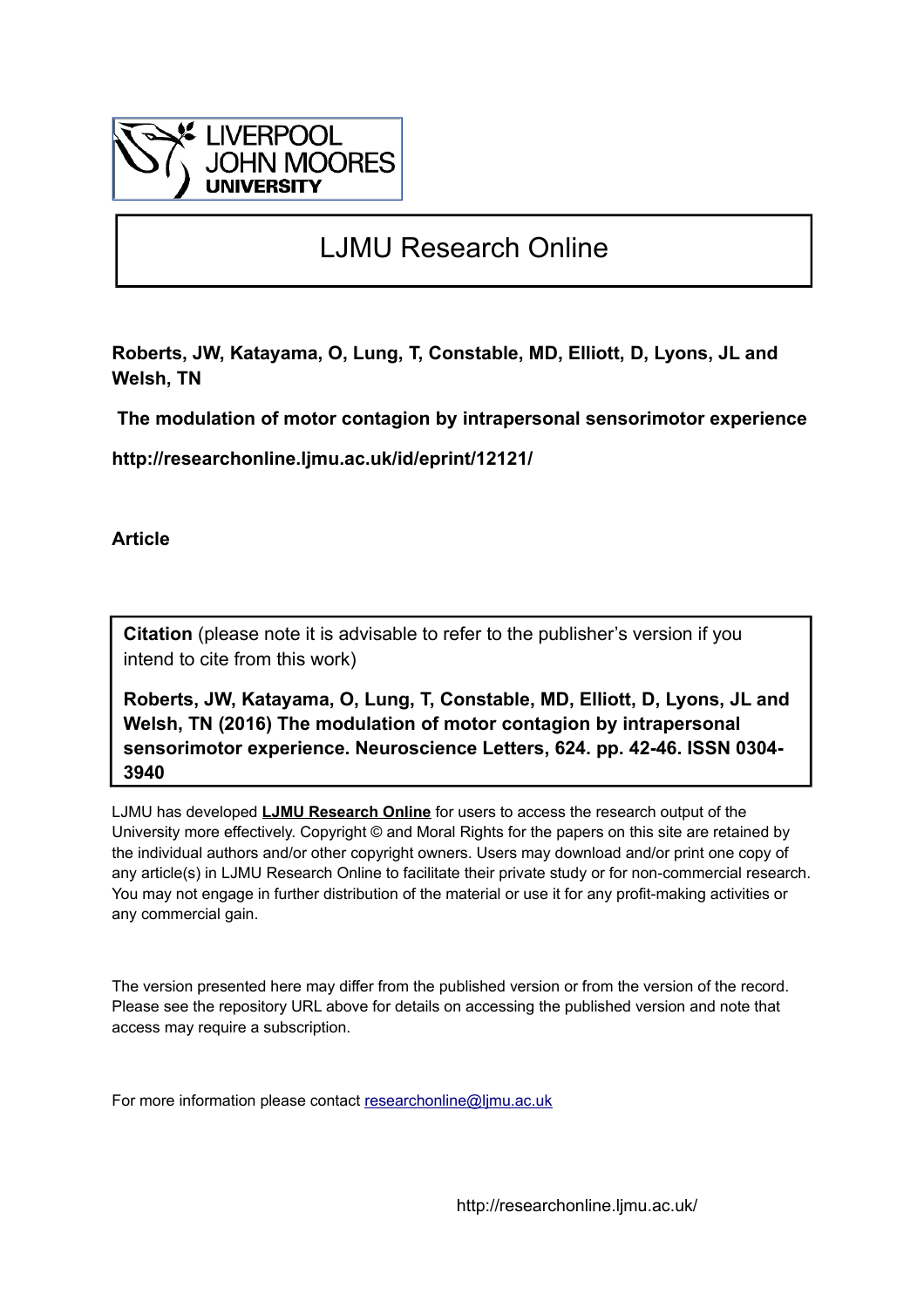LIVERPOOL JOHN MOORES UNIVERSITY

# LJMU Research Online

**Roberts, JW, Katayama, O, Lung, T, Constable, MD, Elliott, D, Lyons, JL and Welsh, TN**

**The modulation of motor contagion by intrapersonal sensorimotor experience**

**http://researchonline.ljmu.ac.uk/id/eprint/12121/**

**Article**

**Citation** (please note it is advisable to refer to the publisher's version if you intend to cite from this work)

**Roberts, JW, Katayama, O, Lung, T, Constable, MD, Elliott, D, Lyons, JL and Welsh, TN (2016) The modulation of motor contagion by intrapersonal sensorimotor experience. Neuroscience Letters, 624. pp. 42-46. ISSN 0304-3940**

LJMU has developed **LJMU Research Online** for users to access the research output of the University more effectively. Copyright © and Moral Rights for the papers on this site are retained by the individual authors and/or other copyright owners. Users may download and/or print one copy of any article(s) in LJMU Research Online to facilitate their private study or for non-commercial research. You may not engage in further distribution of the material or use it for any profit-making activities or any commercial gain.

The version presented here may differ from the published version or from the version of the record. Please see the repository URL above for details on accessing the published version and note that access may require a subscription.

For more information please contact researchonline@ljmu.ac.uk

http://researchonline.ljmu.ac.uk/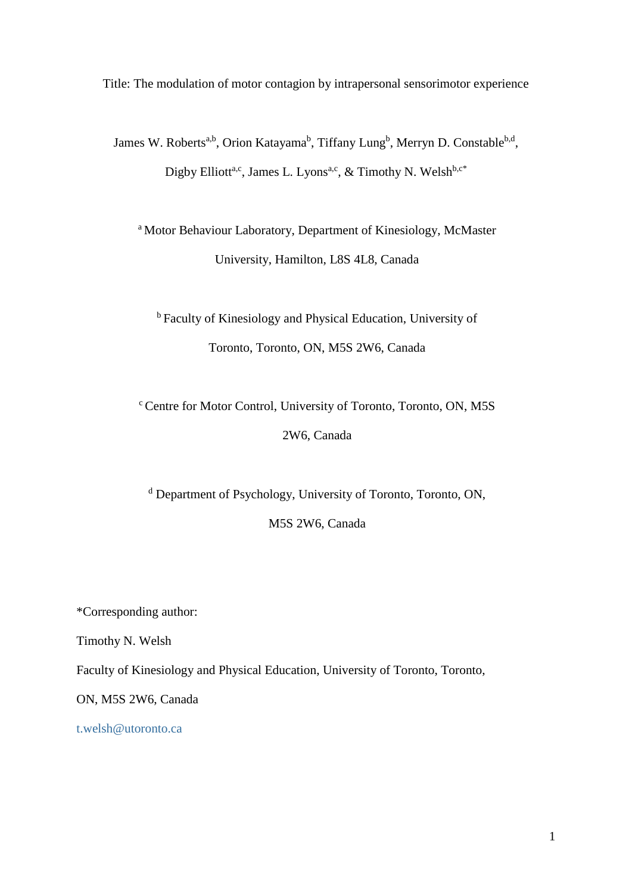Title: The modulation of motor contagion by intrapersonal sensorimotor experience

James W. Roberts[a,b], Orion Katayama[b], Tiffany Lung[b], Merryn D. Constable[b,d], Digby Elliott[a,c], James L. Lyons[a,c], & Timothy N. Welsh[b,c*]

[a] Motor Behaviour Laboratory, Department of Kinesiology, McMaster University, Hamilton, L8S 4L8, Canada

[b] Faculty of Kinesiology and Physical Education, University of Toronto, Toronto, ON, M5S 2W6, Canada

[c] Centre for Motor Control, University of Toronto, Toronto, ON, M5S 2W6, Canada

[d] Department of Psychology, University of Toronto, Toronto, ON, M5S 2W6, Canada

*Corresponding author:

Timothy N. Welsh

Faculty of Kinesiology and Physical Education, University of Toronto, Toronto, ON, M5S 2W6, Canada

t.welsh@utoronto.ca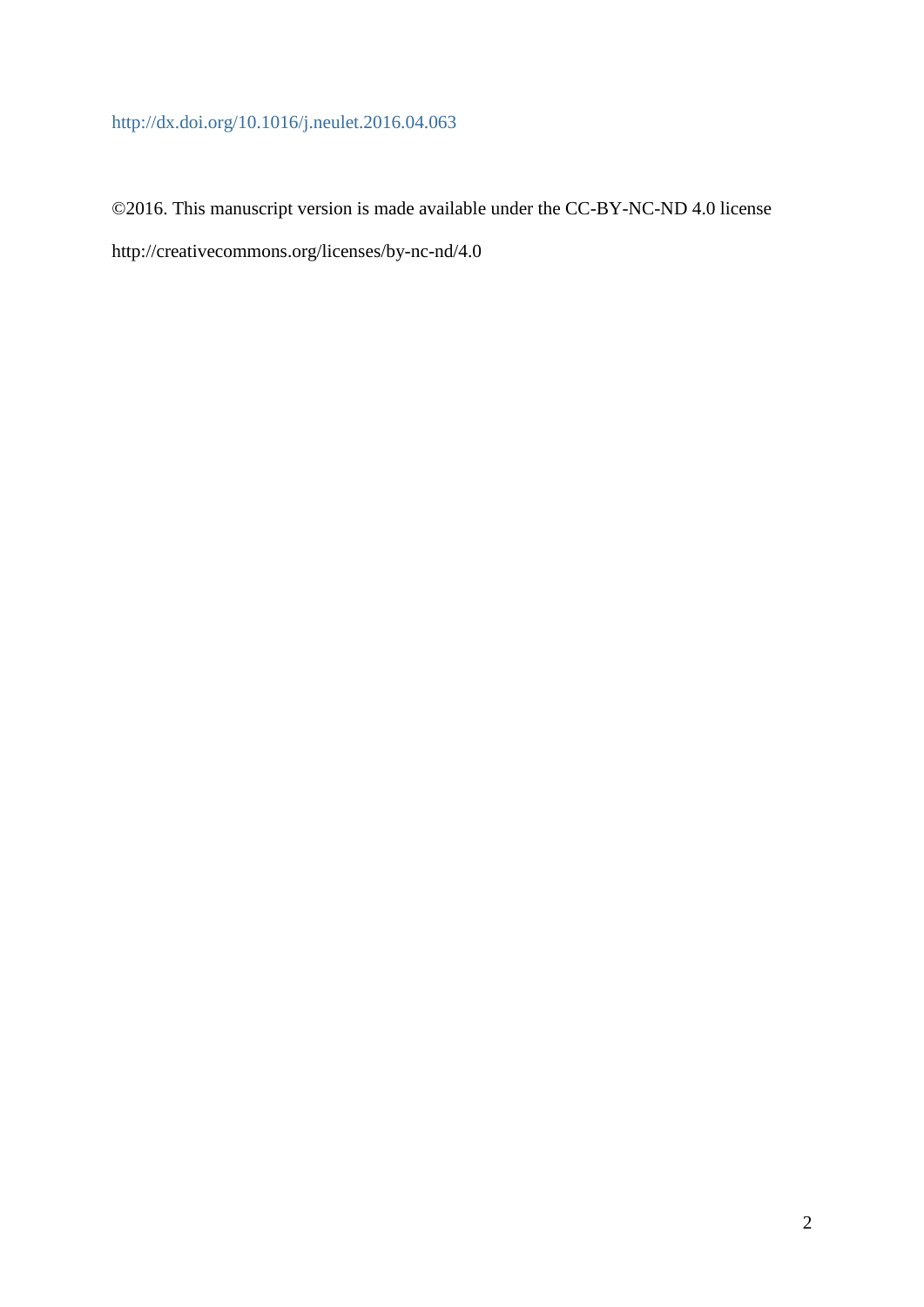http://dx.doi.org/10.1016/j.neulet.2016.04.063

©2016. This manuscript version is made available under the CC-BY-NC-ND 4.0 license

http://creativecommons.org/licenses/by-nc-nd/4.0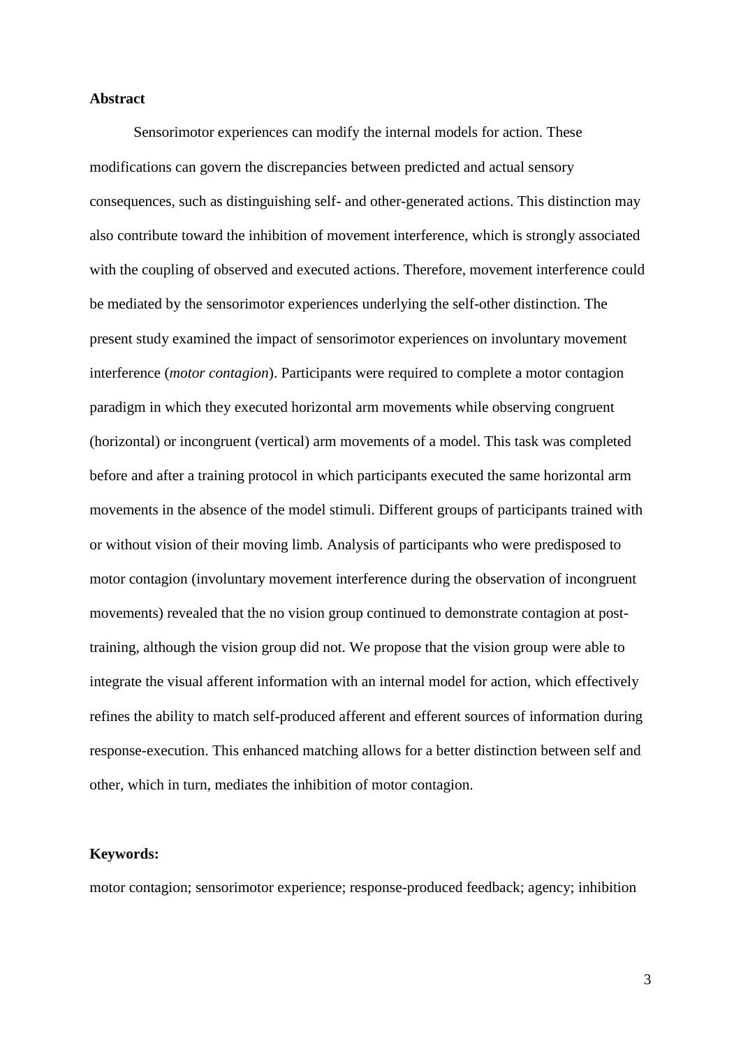**Abstract**

Sensorimotor experiences can modify the internal models for action. These modifications can govern the discrepancies between predicted and actual sensory consequences, such as distinguishing self- and other-generated actions. This distinction may also contribute toward the inhibition of movement interference, which is strongly associated with the coupling of observed and executed actions. Therefore, movement interference could be mediated by the sensorimotor experiences underlying the self-other distinction. The present study examined the impact of sensorimotor experiences on involuntary movement interference (*motor contagion*). Participants were required to complete a motor contagion paradigm in which they executed horizontal arm movements while observing congruent (horizontal) or incongruent (vertical) arm movements of a model. This task was completed before and after a training protocol in which participants executed the same horizontal arm movements in the absence of the model stimuli. Different groups of participants trained with or without vision of their moving limb. Analysis of participants who were predisposed to motor contagion (involuntary movement interference during the observation of incongruent movements) revealed that the no vision group continued to demonstrate contagion at post-training, although the vision group did not. We propose that the vision group were able to integrate the visual afferent information with an internal model for action, which effectively refines the ability to match self-produced afferent and efferent sources of information during response-execution. This enhanced matching allows for a better distinction between self and other, which in turn, mediates the inhibition of motor contagion.

**Keywords:**

motor contagion; sensorimotor experience; response-produced feedback; agency; inhibition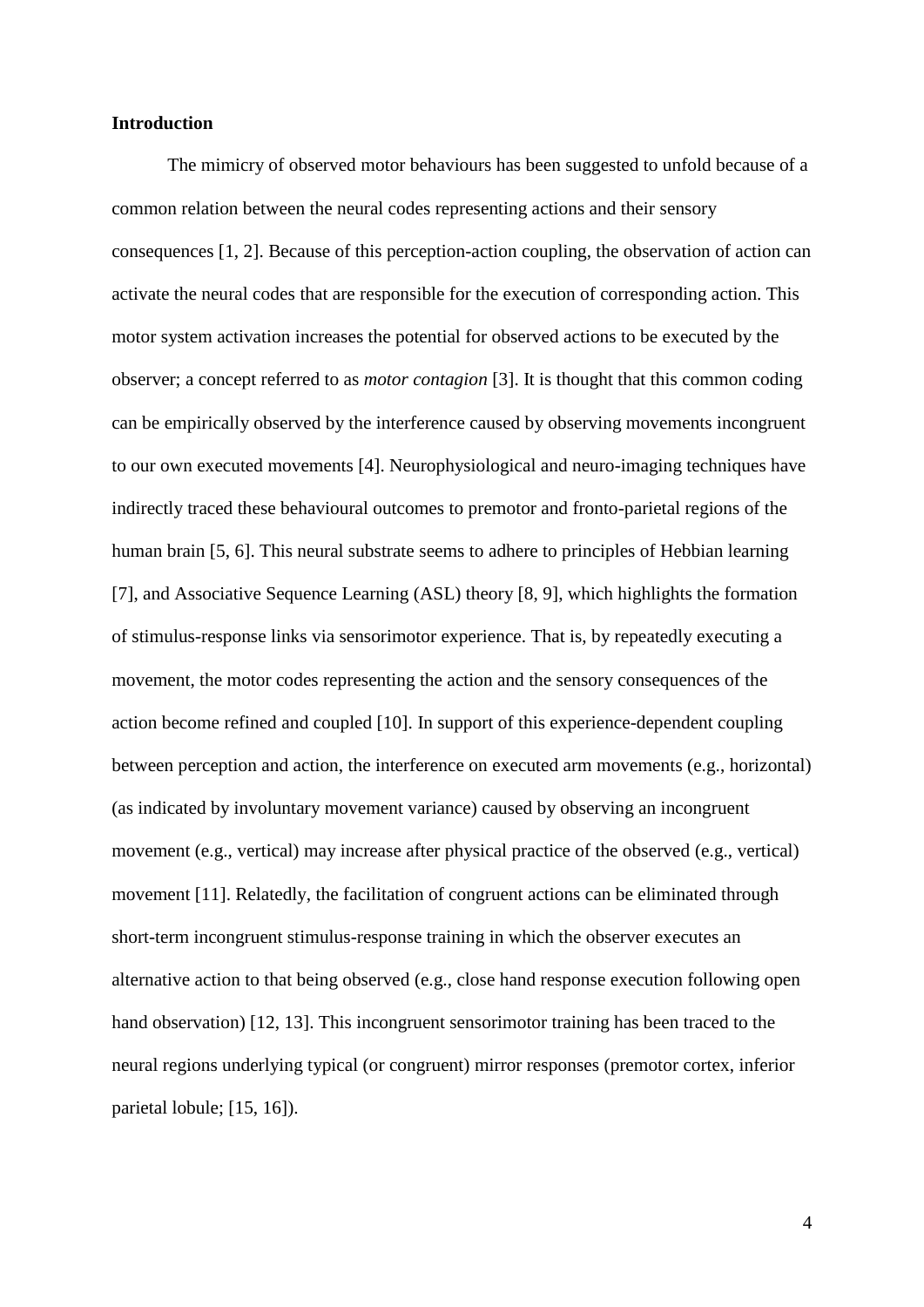## Introduction

The mimicry of observed motor behaviours has been suggested to unfold because of a common relation between the neural codes representing actions and their sensory consequences [1, 2]. Because of this perception-action coupling, the observation of action can activate the neural codes that are responsible for the execution of corresponding action. This motor system activation increases the potential for observed actions to be executed by the observer; a concept referred to as *motor contagion* [3]. It is thought that this common coding can be empirically observed by the interference caused by observing movements incongruent to our own executed movements [4]. Neurophysiological and neuro-imaging techniques have indirectly traced these behavioural outcomes to premotor and fronto-parietal regions of the human brain [5, 6]. This neural substrate seems to adhere to principles of Hebbian learning [7], and Associative Sequence Learning (ASL) theory [8, 9], which highlights the formation of stimulus-response links via sensorimotor experience. That is, by repeatedly executing a movement, the motor codes representing the action and the sensory consequences of the action become refined and coupled [10]. In support of this experience-dependent coupling between perception and action, the interference on executed arm movements (e.g., horizontal) (as indicated by involuntary movement variance) caused by observing an incongruent movement (e.g., vertical) may increase after physical practice of the observed (e.g., vertical) movement [11]. Relatedly, the facilitation of congruent actions can be eliminated through short-term incongruent stimulus-response training in which the observer executes an alternative action to that being observed (e.g., close hand response execution following open hand observation) [12, 13]. This incongruent sensorimotor training has been traced to the neural regions underlying typical (or congruent) mirror responses (premotor cortex, inferior parietal lobule; [15, 16]).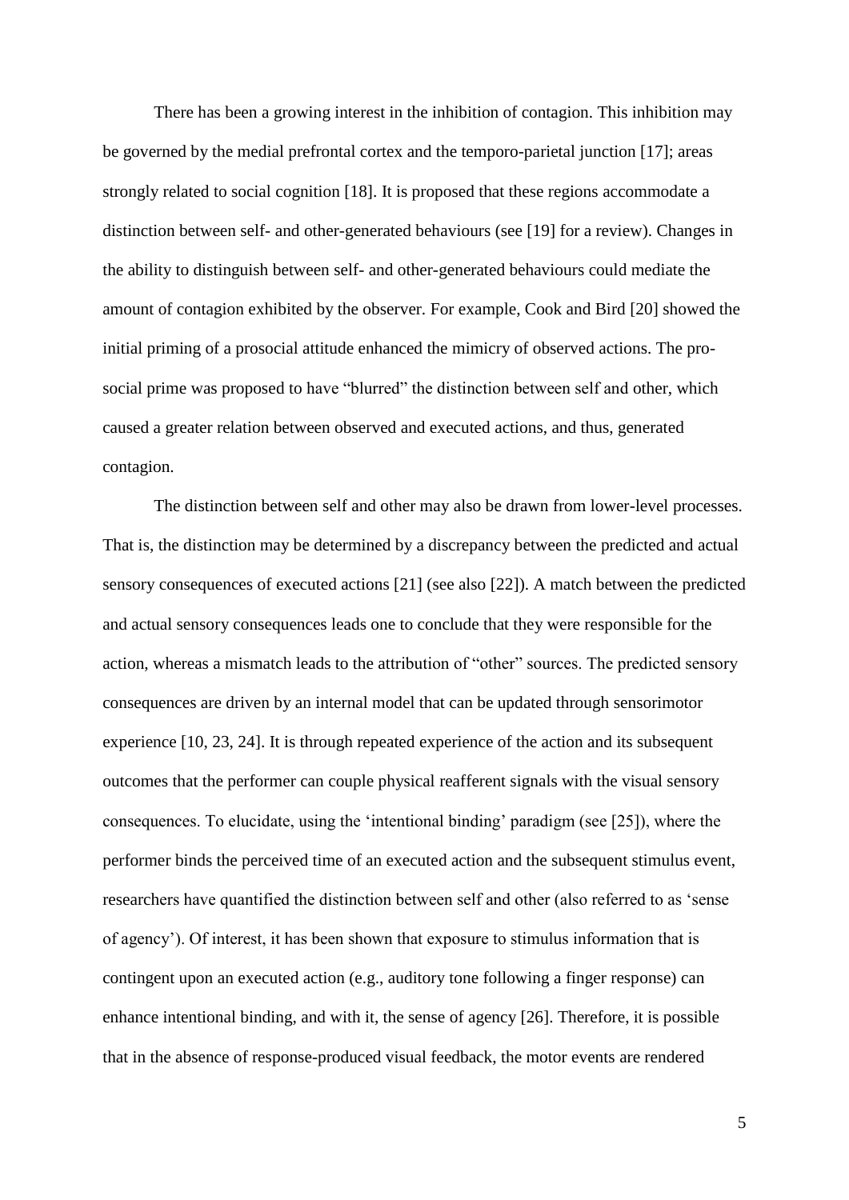There has been a growing interest in the inhibition of contagion. This inhibition may be governed by the medial prefrontal cortex and the temporo-parietal junction [17]; areas strongly related to social cognition [18]. It is proposed that these regions accommodate a distinction between self- and other-generated behaviours (see [19] for a review). Changes in the ability to distinguish between self- and other-generated behaviours could mediate the amount of contagion exhibited by the observer. For example, Cook and Bird [20] showed the initial priming of a prosocial attitude enhanced the mimicry of observed actions. The pro-social prime was proposed to have "blurred" the distinction between self and other, which caused a greater relation between observed and executed actions, and thus, generated contagion.

The distinction between self and other may also be drawn from lower-level processes. That is, the distinction may be determined by a discrepancy between the predicted and actual sensory consequences of executed actions [21] (see also [22]). A match between the predicted and actual sensory consequences leads one to conclude that they were responsible for the action, whereas a mismatch leads to the attribution of "other" sources. The predicted sensory consequences are driven by an internal model that can be updated through sensorimotor experience [10, 23, 24]. It is through repeated experience of the action and its subsequent outcomes that the performer can couple physical reafferent signals with the visual sensory consequences. To elucidate, using the 'intentional binding' paradigm (see [25]), where the performer binds the perceived time of an executed action and the subsequent stimulus event, researchers have quantified the distinction between self and other (also referred to as 'sense of agency'). Of interest, it has been shown that exposure to stimulus information that is contingent upon an executed action (e.g., auditory tone following a finger response) can enhance intentional binding, and with it, the sense of agency [26]. Therefore, it is possible that in the absence of response-produced visual feedback, the motor events are rendered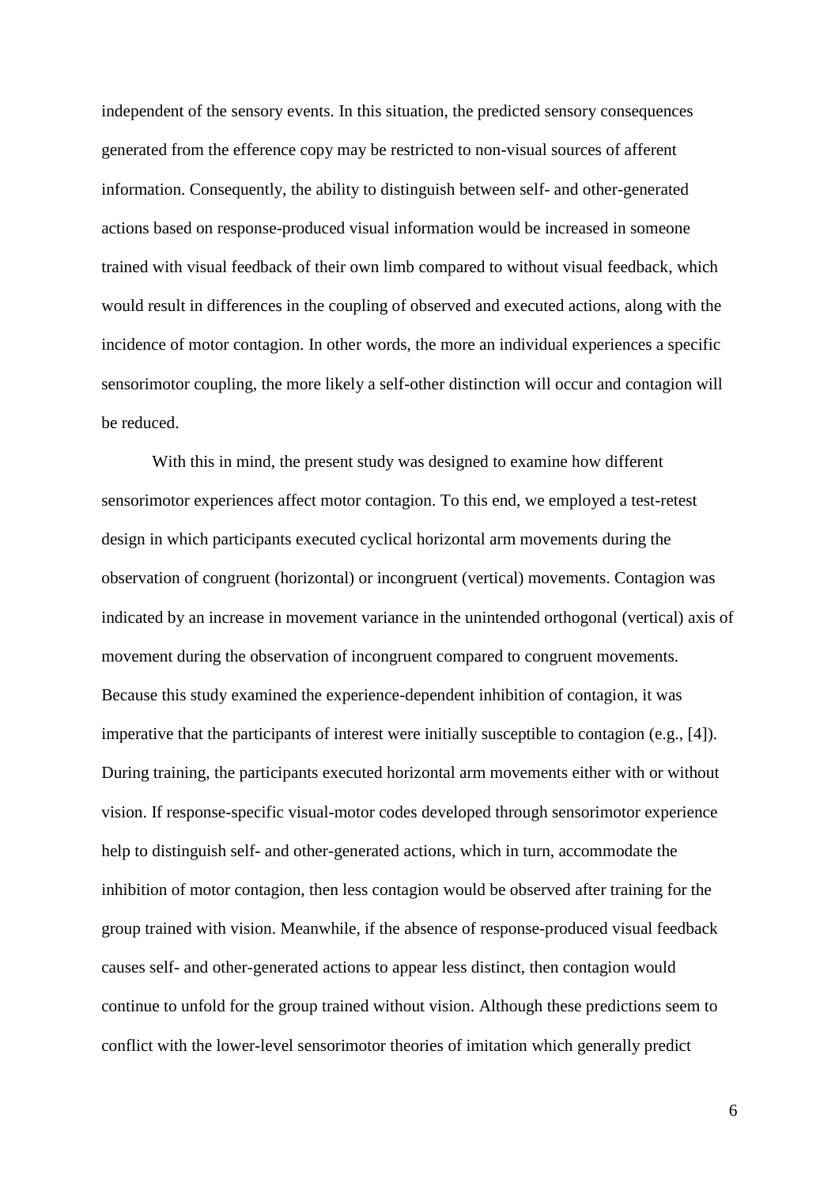independent of the sensory events. In this situation, the predicted sensory consequences generated from the efference copy may be restricted to non-visual sources of afferent information. Consequently, the ability to distinguish between self- and other-generated actions based on response-produced visual information would be increased in someone trained with visual feedback of their own limb compared to without visual feedback, which would result in differences in the coupling of observed and executed actions, along with the incidence of motor contagion. In other words, the more an individual experiences a specific sensorimotor coupling, the more likely a self-other distinction will occur and contagion will be reduced.

With this in mind, the present study was designed to examine how different sensorimotor experiences affect motor contagion. To this end, we employed a test-retest design in which participants executed cyclical horizontal arm movements during the observation of congruent (horizontal) or incongruent (vertical) movements. Contagion was indicated by an increase in movement variance in the unintended orthogonal (vertical) axis of movement during the observation of incongruent compared to congruent movements. Because this study examined the experience-dependent inhibition of contagion, it was imperative that the participants of interest were initially susceptible to contagion (e.g., [4]). During training, the participants executed horizontal arm movements either with or without vision. If response-specific visual-motor codes developed through sensorimotor experience help to distinguish self- and other-generated actions, which in turn, accommodate the inhibition of motor contagion, then less contagion would be observed after training for the group trained with vision. Meanwhile, if the absence of response-produced visual feedback causes self- and other-generated actions to appear less distinct, then contagion would continue to unfold for the group trained without vision. Although these predictions seem to conflict with the lower-level sensorimotor theories of imitation which generally predict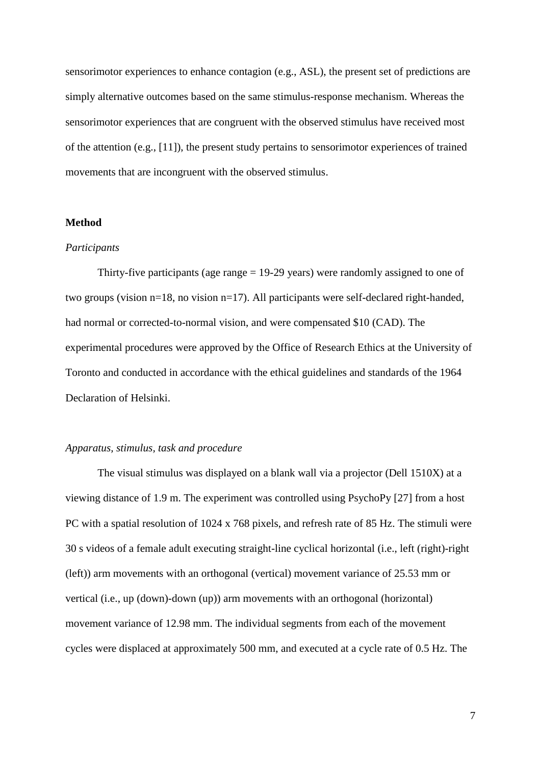sensorimotor experiences to enhance contagion (e.g., ASL), the present set of predictions are simply alternative outcomes based on the same stimulus-response mechanism. Whereas the sensorimotor experiences that are congruent with the observed stimulus have received most of the attention (e.g., [11]), the present study pertains to sensorimotor experiences of trained movements that are incongruent with the observed stimulus.

## Method

### *Participants*

Thirty-five participants (age range = 19-29 years) were randomly assigned to one of two groups (vision n=18, no vision n=17). All participants were self-declared right-handed, had normal or corrected-to-normal vision, and were compensated $10 (CAD). The experimental procedures were approved by the Office of Research Ethics at the University of Toronto and conducted in accordance with the ethical guidelines and standards of the 1964 Declaration of Helsinki.

### *Apparatus, stimulus, task and procedure*

The visual stimulus was displayed on a blank wall via a projector (Dell 1510X) at a viewing distance of 1.9 m. The experiment was controlled using PsychoPy [27] from a host PC with a spatial resolution of 1024 x 768 pixels, and refresh rate of 85 Hz. The stimuli were 30 s videos of a female adult executing straight-line cyclical horizontal (i.e., left (right)-right (left)) arm movements with an orthogonal (vertical) movement variance of 25.53 mm or vertical (i.e., up (down)-down (up)) arm movements with an orthogonal (horizontal) movement variance of 12.98 mm. The individual segments from each of the movement cycles were displaced at approximately 500 mm, and executed at a cycle rate of 0.5 Hz. The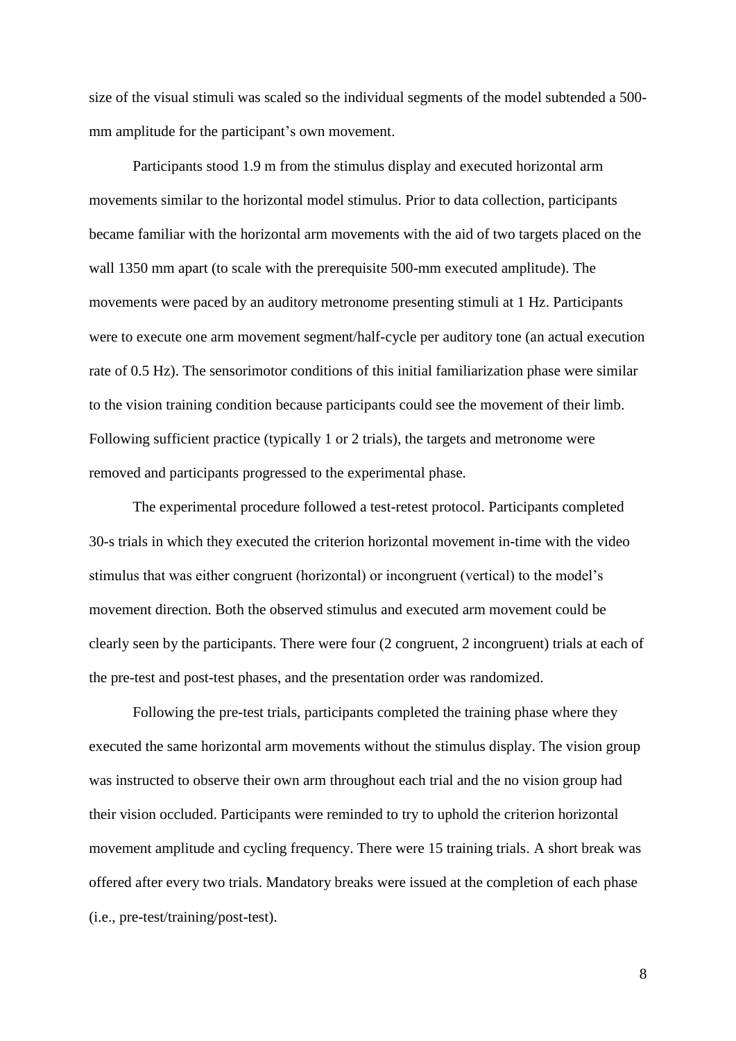size of the visual stimuli was scaled so the individual segments of the model subtended a 500-mm amplitude for the participant's own movement.

Participants stood 1.9 m from the stimulus display and executed horizontal arm movements similar to the horizontal model stimulus. Prior to data collection, participants became familiar with the horizontal arm movements with the aid of two targets placed on the wall 1350 mm apart (to scale with the prerequisite 500-mm executed amplitude). The movements were paced by an auditory metronome presenting stimuli at 1 Hz. Participants were to execute one arm movement segment/half-cycle per auditory tone (an actual execution rate of 0.5 Hz). The sensorimotor conditions of this initial familiarization phase were similar to the vision training condition because participants could see the movement of their limb. Following sufficient practice (typically 1 or 2 trials), the targets and metronome were removed and participants progressed to the experimental phase.

The experimental procedure followed a test-retest protocol. Participants completed 30-s trials in which they executed the criterion horizontal movement in-time with the video stimulus that was either congruent (horizontal) or incongruent (vertical) to the model's movement direction. Both the observed stimulus and executed arm movement could be clearly seen by the participants. There were four (2 congruent, 2 incongruent) trials at each of the pre-test and post-test phases, and the presentation order was randomized.

Following the pre-test trials, participants completed the training phase where they executed the same horizontal arm movements without the stimulus display. The vision group was instructed to observe their own arm throughout each trial and the no vision group had their vision occluded. Participants were reminded to try to uphold the criterion horizontal movement amplitude and cycling frequency. There were 15 training trials. A short break was offered after every two trials. Mandatory breaks were issued at the completion of each phase (i.e., pre-test/training/post-test).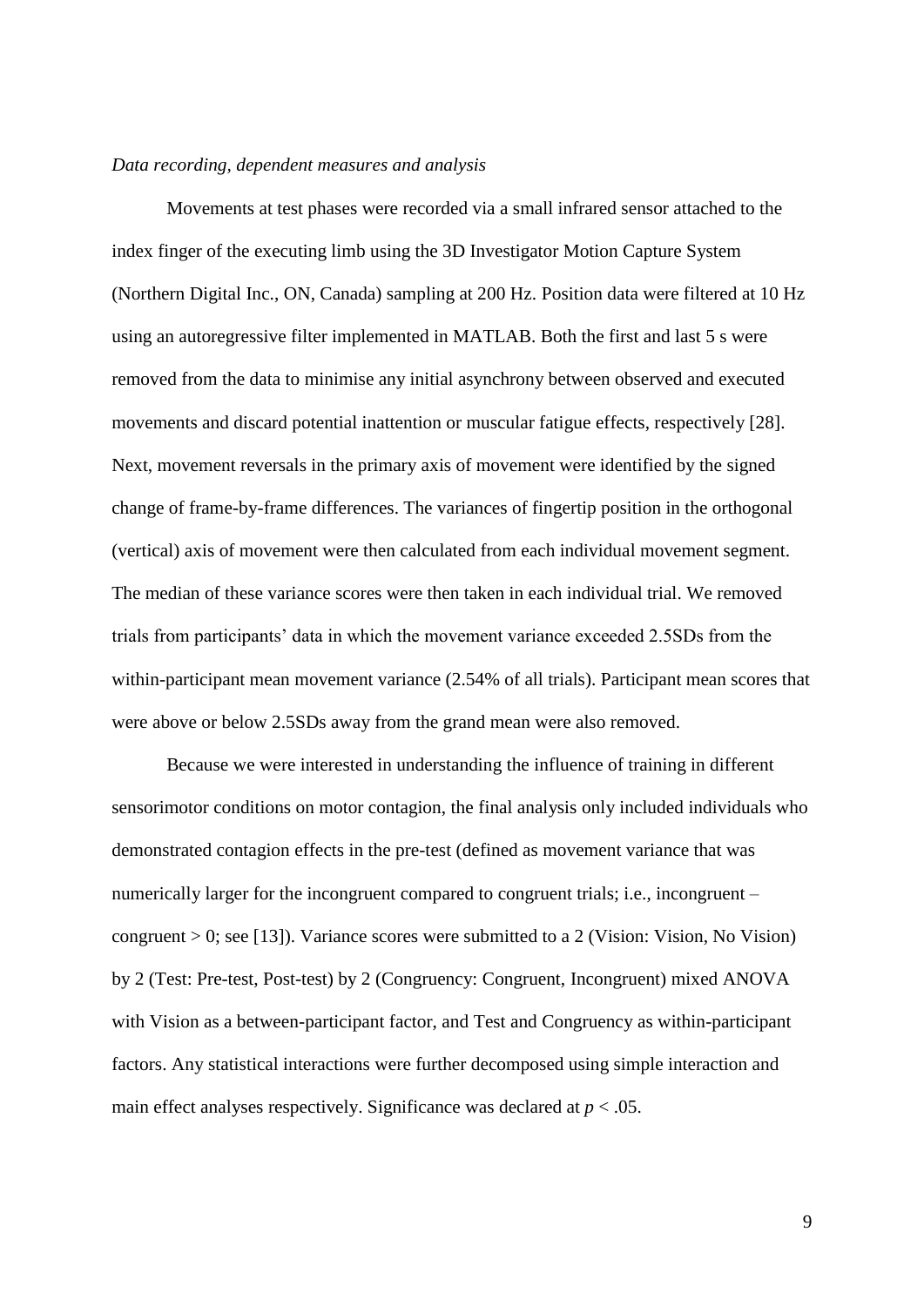*Data recording, dependent measures and analysis*

Movements at test phases were recorded via a small infrared sensor attached to the index finger of the executing limb using the 3D Investigator Motion Capture System (Northern Digital Inc., ON, Canada) sampling at 200 Hz. Position data were filtered at 10 Hz using an autoregressive filter implemented in MATLAB. Both the first and last 5 s were removed from the data to minimise any initial asynchrony between observed and executed movements and discard potential inattention or muscular fatigue effects, respectively [28]. Next, movement reversals in the primary axis of movement were identified by the signed change of frame-by-frame differences. The variances of fingertip position in the orthogonal (vertical) axis of movement were then calculated from each individual movement segment. The median of these variance scores were then taken in each individual trial. We removed trials from participants' data in which the movement variance exceeded 2.5SDs from the within-participant mean movement variance (2.54% of all trials). Participant mean scores that were above or below 2.5SDs away from the grand mean were also removed.

Because we were interested in understanding the influence of training in different sensorimotor conditions on motor contagion, the final analysis only included individuals who demonstrated contagion effects in the pre-test (defined as movement variance that was numerically larger for the incongruent compared to congruent trials; i.e., incongruent – congruent > 0; see [13]). Variance scores were submitted to a 2 (Vision: Vision, No Vision) by 2 (Test: Pre-test, Post-test) by 2 (Congruency: Congruent, Incongruent) mixed ANOVA with Vision as a between-participant factor, and Test and Congruency as within-participant factors. Any statistical interactions were further decomposed using simple interaction and main effect analyses respectively. Significance was declared at $p < .05$.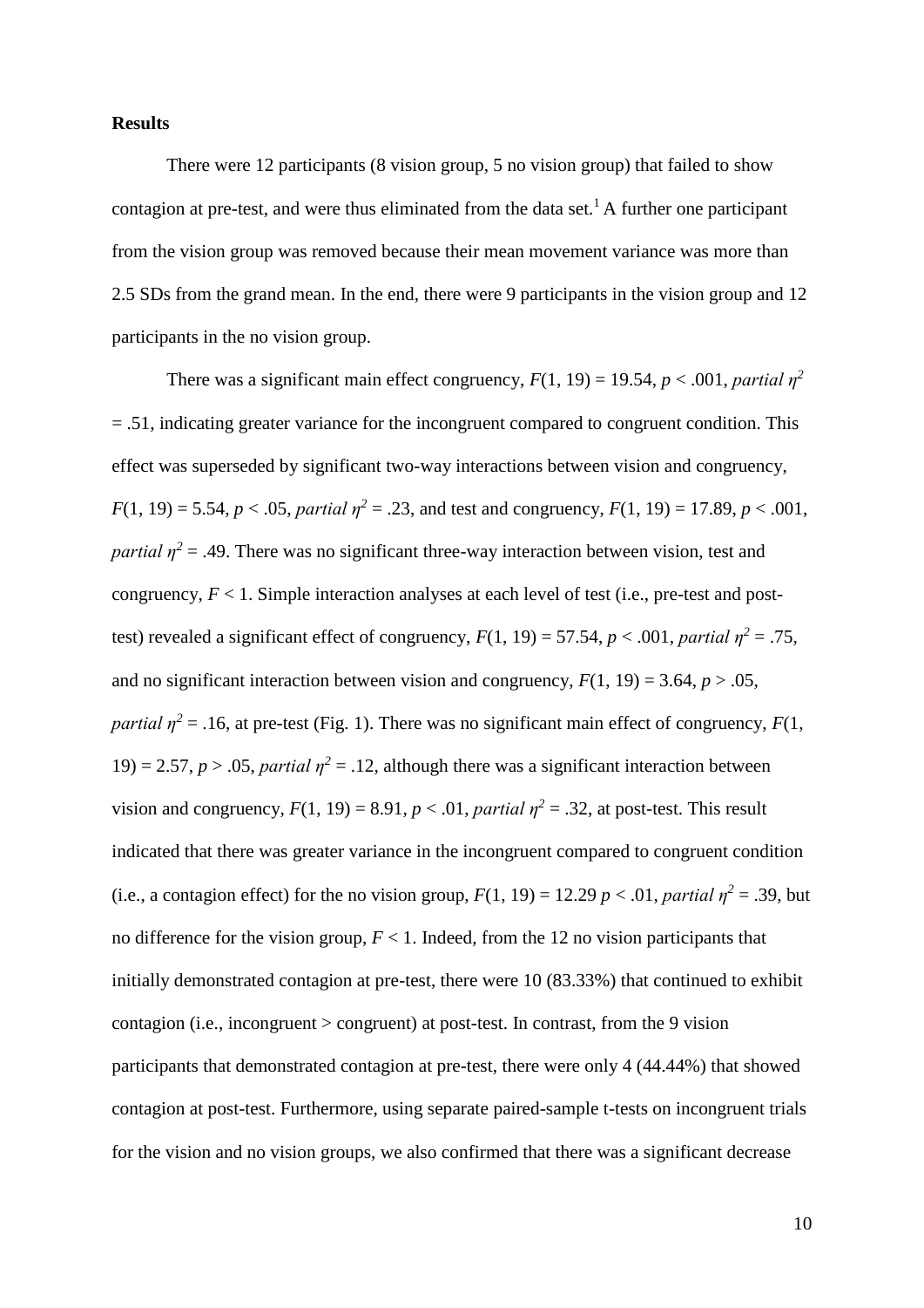**Results**

There were 12 participants (8 vision group, 5 no vision group) that failed to show contagion at pre-test, and were thus eliminated from the data set.[1] A further one participant from the vision group was removed because their mean movement variance was more than 2.5 SDs from the grand mean. In the end, there were 9 participants in the vision group and 12 participants in the no vision group.

There was a significant main effect congruency, $F(1, 19) = 19.54$, $p < .001$, *partial* $\eta^2 = .51$, indicating greater variance for the incongruent compared to congruent condition. This effect was superseded by significant two-way interactions between vision and congruency, $F(1, 19) = 5.54$, $p < .05$, *partial* $\eta^2 = .23$, and test and congruency, $F(1, 19) = 17.89$, $p < .001$, *partial* $\eta^2 = .49$. There was no significant three-way interaction between vision, test and congruency, $F < 1$. Simple interaction analyses at each level of test (i.e., pre-test and post-test) revealed a significant effect of congruency, $F(1, 19) = 57.54$, $p < .001$, *partial* $\eta^2 = .75$, and no significant interaction between vision and congruency, $F(1, 19) = 3.64$, $p > .05$, *partial* $\eta^2 = .16$, at pre-test (Fig. 1). There was no significant main effect of congruency, $F(1, 19) = 2.57$, $p > .05$, *partial* $\eta^2 = .12$, although there was a significant interaction between vision and congruency, $F(1, 19) = 8.91$, $p < .01$, *partial* $\eta^2 = .32$, at post-test. This result indicated that there was greater variance in the incongruent compared to congruent condition (i.e., a contagion effect) for the no vision group, $F(1, 19) = 12.29$ $p < .01$, *partial* $\eta^2 = .39$, but no difference for the vision group, $F < 1$. Indeed, from the 12 no vision participants that initially demonstrated contagion at pre-test, there were 10 (83.33%) that continued to exhibit contagion (i.e., incongruent > congruent) at post-test. In contrast, from the 9 vision participants that demonstrated contagion at pre-test, there were only 4 (44.44%) that showed contagion at post-test. Furthermore, using separate paired-sample t-tests on incongruent trials for the vision and no vision groups, we also confirmed that there was a significant decrease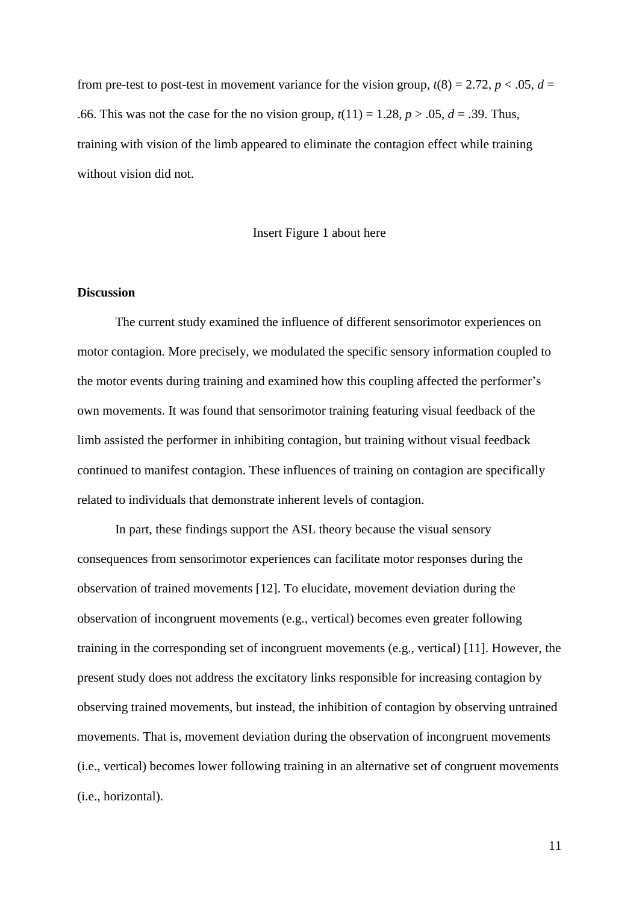from pre-test to post-test in movement variance for the vision group, $t(8) = 2.72$, $p < .05$, $d = .66$. This was not the case for the no vision group, $t(11) = 1.28$, $p > .05$, $d = .39$. Thus, training with vision of the limb appeared to eliminate the contagion effect while training without vision did not.

Insert Figure 1 about here

**Discussion**

The current study examined the influence of different sensorimotor experiences on motor contagion. More precisely, we modulated the specific sensory information coupled to the motor events during training and examined how this coupling affected the performer's own movements. It was found that sensorimotor training featuring visual feedback of the limb assisted the performer in inhibiting contagion, but training without visual feedback continued to manifest contagion. These influences of training on contagion are specifically related to individuals that demonstrate inherent levels of contagion.

In part, these findings support the ASL theory because the visual sensory consequences from sensorimotor experiences can facilitate motor responses during the observation of trained movements [12]. To elucidate, movement deviation during the observation of incongruent movements (e.g., vertical) becomes even greater following training in the corresponding set of incongruent movements (e.g., vertical) [11]. However, the present study does not address the excitatory links responsible for increasing contagion by observing trained movements, but instead, the inhibition of contagion by observing untrained movements. That is, movement deviation during the observation of incongruent movements (i.e., vertical) becomes lower following training in an alternative set of congruent movements (i.e., horizontal).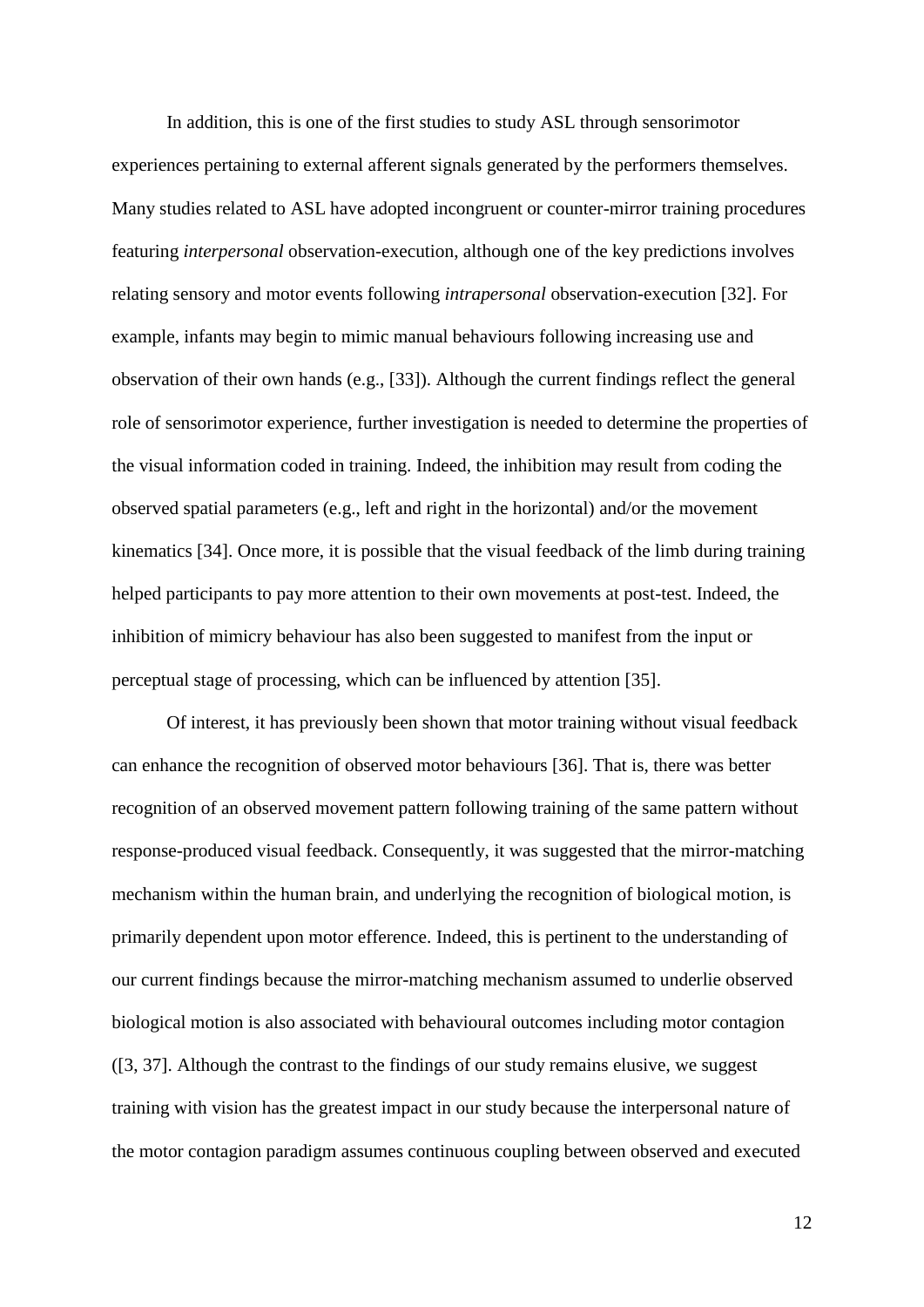In addition, this is one of the first studies to study ASL through sensorimotor experiences pertaining to external afferent signals generated by the performers themselves. Many studies related to ASL have adopted incongruent or counter-mirror training procedures featuring *interpersonal* observation-execution, although one of the key predictions involves relating sensory and motor events following *intrapersonal* observation-execution [32]. For example, infants may begin to mimic manual behaviours following increasing use and observation of their own hands (e.g., [33]). Although the current findings reflect the general role of sensorimotor experience, further investigation is needed to determine the properties of the visual information coded in training. Indeed, the inhibition may result from coding the observed spatial parameters (e.g., left and right in the horizontal) and/or the movement kinematics [34]. Once more, it is possible that the visual feedback of the limb during training helped participants to pay more attention to their own movements at post-test. Indeed, the inhibition of mimicry behaviour has also been suggested to manifest from the input or perceptual stage of processing, which can be influenced by attention [35].

Of interest, it has previously been shown that motor training without visual feedback can enhance the recognition of observed motor behaviours [36]. That is, there was better recognition of an observed movement pattern following training of the same pattern without response-produced visual feedback. Consequently, it was suggested that the mirror-matching mechanism within the human brain, and underlying the recognition of biological motion, is primarily dependent upon motor efference. Indeed, this is pertinent to the understanding of our current findings because the mirror-matching mechanism assumed to underlie observed biological motion is also associated with behavioural outcomes including motor contagion ([3, 37]. Although the contrast to the findings of our study remains elusive, we suggest training with vision has the greatest impact in our study because the interpersonal nature of the motor contagion paradigm assumes continuous coupling between observed and executed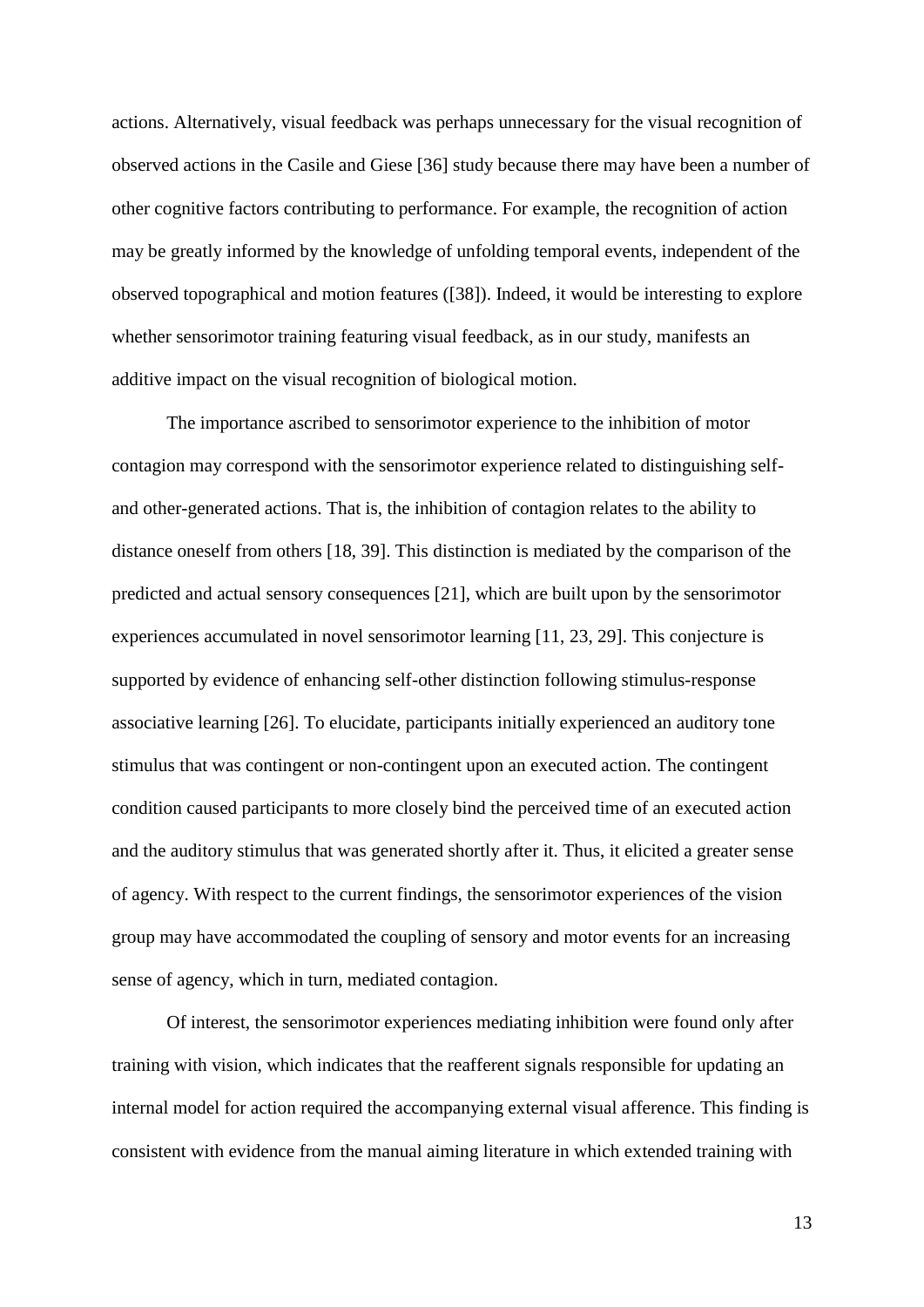actions. Alternatively, visual feedback was perhaps unnecessary for the visual recognition of observed actions in the Casile and Giese [36] study because there may have been a number of other cognitive factors contributing to performance. For example, the recognition of action may be greatly informed by the knowledge of unfolding temporal events, independent of the observed topographical and motion features ([38]). Indeed, it would be interesting to explore whether sensorimotor training featuring visual feedback, as in our study, manifests an additive impact on the visual recognition of biological motion.

The importance ascribed to sensorimotor experience to the inhibition of motor contagion may correspond with the sensorimotor experience related to distinguishing self- and other-generated actions. That is, the inhibition of contagion relates to the ability to distance oneself from others [18, 39]. This distinction is mediated by the comparison of the predicted and actual sensory consequences [21], which are built upon by the sensorimotor experiences accumulated in novel sensorimotor learning [11, 23, 29]. This conjecture is supported by evidence of enhancing self-other distinction following stimulus-response associative learning [26]. To elucidate, participants initially experienced an auditory tone stimulus that was contingent or non-contingent upon an executed action. The contingent condition caused participants to more closely bind the perceived time of an executed action and the auditory stimulus that was generated shortly after it. Thus, it elicited a greater sense of agency. With respect to the current findings, the sensorimotor experiences of the vision group may have accommodated the coupling of sensory and motor events for an increasing sense of agency, which in turn, mediated contagion.

Of interest, the sensorimotor experiences mediating inhibition were found only after training with vision, which indicates that the reafferent signals responsible for updating an internal model for action required the accompanying external visual afference. This finding is consistent with evidence from the manual aiming literature in which extended training with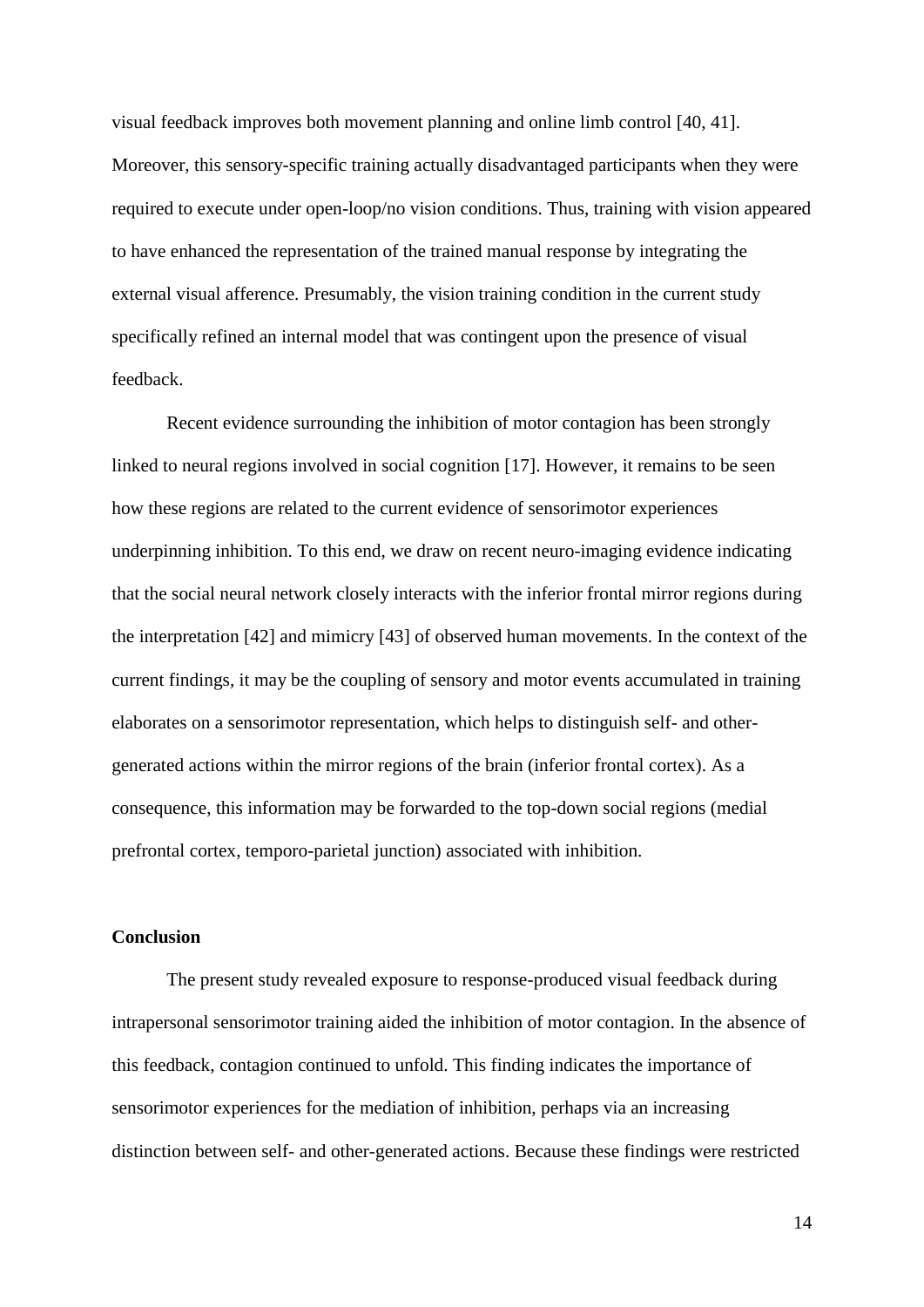visual feedback improves both movement planning and online limb control [40, 41]. Moreover, this sensory-specific training actually disadvantaged participants when they were required to execute under open-loop/no vision conditions. Thus, training with vision appeared to have enhanced the representation of the trained manual response by integrating the external visual afference. Presumably, the vision training condition in the current study specifically refined an internal model that was contingent upon the presence of visual feedback.

Recent evidence surrounding the inhibition of motor contagion has been strongly linked to neural regions involved in social cognition [17]. However, it remains to be seen how these regions are related to the current evidence of sensorimotor experiences underpinning inhibition. To this end, we draw on recent neuro-imaging evidence indicating that the social neural network closely interacts with the inferior frontal mirror regions during the interpretation [42] and mimicry [43] of observed human movements. In the context of the current findings, it may be the coupling of sensory and motor events accumulated in training elaborates on a sensorimotor representation, which helps to distinguish self- and other-generated actions within the mirror regions of the brain (inferior frontal cortex). As a consequence, this information may be forwarded to the top-down social regions (medial prefrontal cortex, temporo-parietal junction) associated with inhibition.

## Conclusion

The present study revealed exposure to response-produced visual feedback during intrapersonal sensorimotor training aided the inhibition of motor contagion. In the absence of this feedback, contagion continued to unfold. This finding indicates the importance of sensorimotor experiences for the mediation of inhibition, perhaps via an increasing distinction between self- and other-generated actions. Because these findings were restricted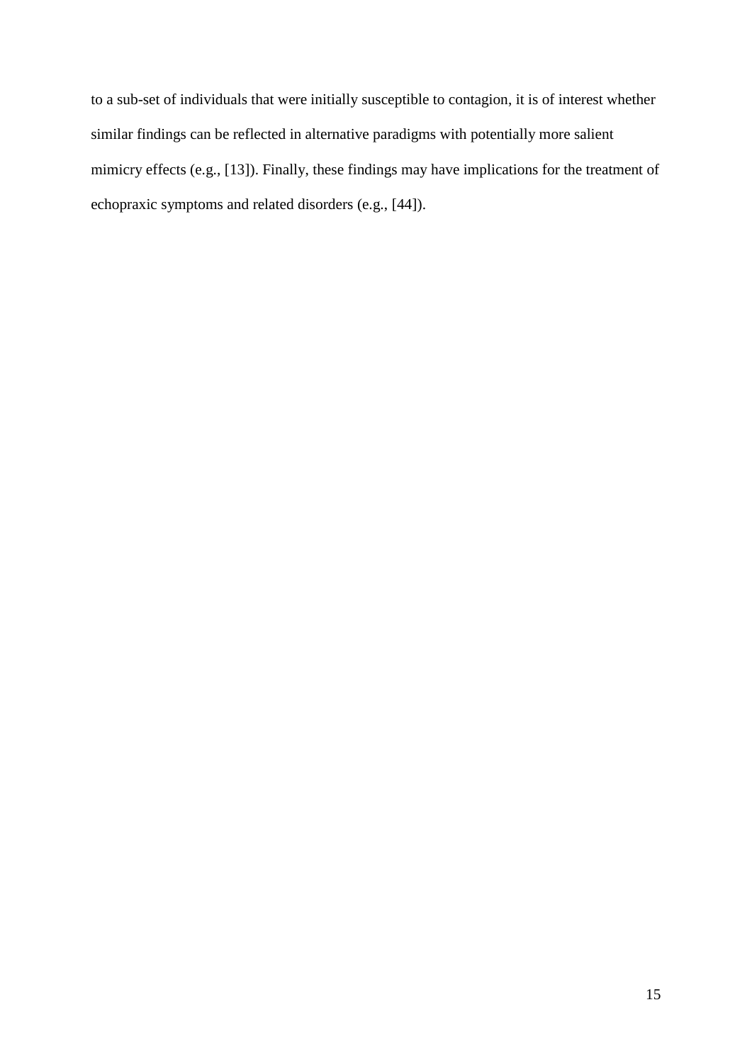to a sub-set of individuals that were initially susceptible to contagion, it is of interest whether similar findings can be reflected in alternative paradigms with potentially more salient mimicry effects (e.g., [13]). Finally, these findings may have implications for the treatment of echopraxic symptoms and related disorders (e.g., [44]).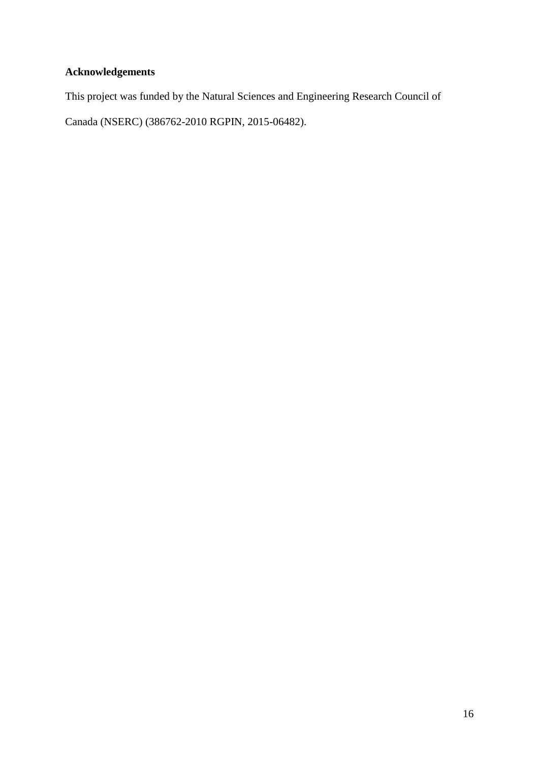## Acknowledgements

This project was funded by the Natural Sciences and Engineering Research Council of Canada (NSERC) (386762-2010 RGPIN, 2015-06482).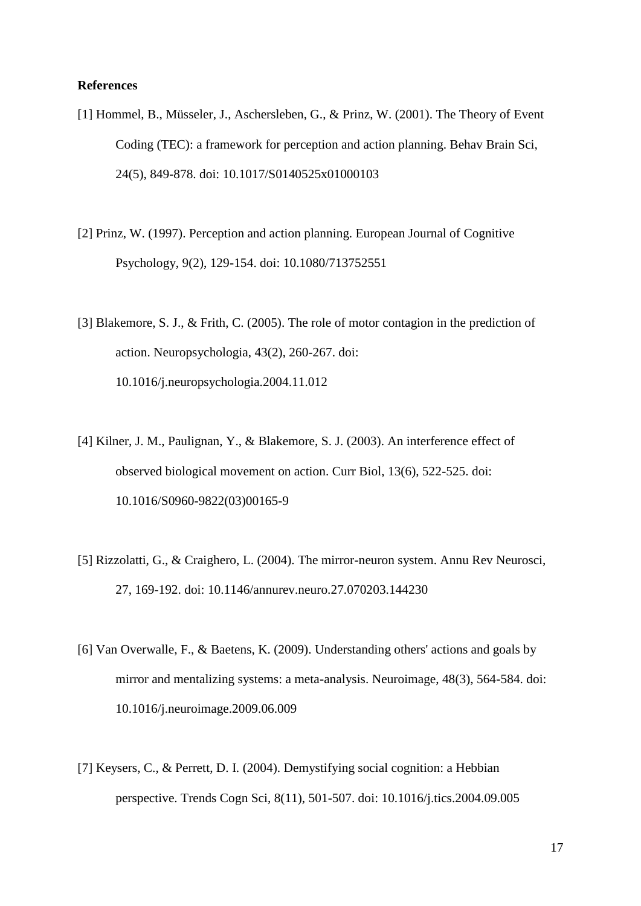**References**

[1] Hommel, B., Müsseler, J., Aschersleben, G., & Prinz, W. (2001). The Theory of Event Coding (TEC): a framework for perception and action planning. Behav Brain Sci, 24(5), 849-878. doi: 10.1017/S0140525x01000103

[2] Prinz, W. (1997). Perception and action planning. European Journal of Cognitive Psychology, 9(2), 129-154. doi: 10.1080/713752551

[3] Blakemore, S. J., & Frith, C. (2005). The role of motor contagion in the prediction of action. Neuropsychologia, 43(2), 260-267. doi: 10.1016/j.neuropsychologia.2004.11.012

[4] Kilner, J. M., Paulignan, Y., & Blakemore, S. J. (2003). An interference effect of observed biological movement on action. Curr Biol, 13(6), 522-525. doi: 10.1016/S0960-9822(03)00165-9

[5] Rizzolatti, G., & Craighero, L. (2004). The mirror-neuron system. Annu Rev Neurosci, 27, 169-192. doi: 10.1146/annurev.neuro.27.070203.144230

[6] Van Overwalle, F., & Baetens, K. (2009). Understanding others' actions and goals by mirror and mentalizing systems: a meta-analysis. Neuroimage, 48(3), 564-584. doi: 10.1016/j.neuroimage.2009.06.009

[7] Keysers, C., & Perrett, D. I. (2004). Demystifying social cognition: a Hebbian perspective. Trends Cogn Sci, 8(11), 501-507. doi: 10.1016/j.tics.2004.09.005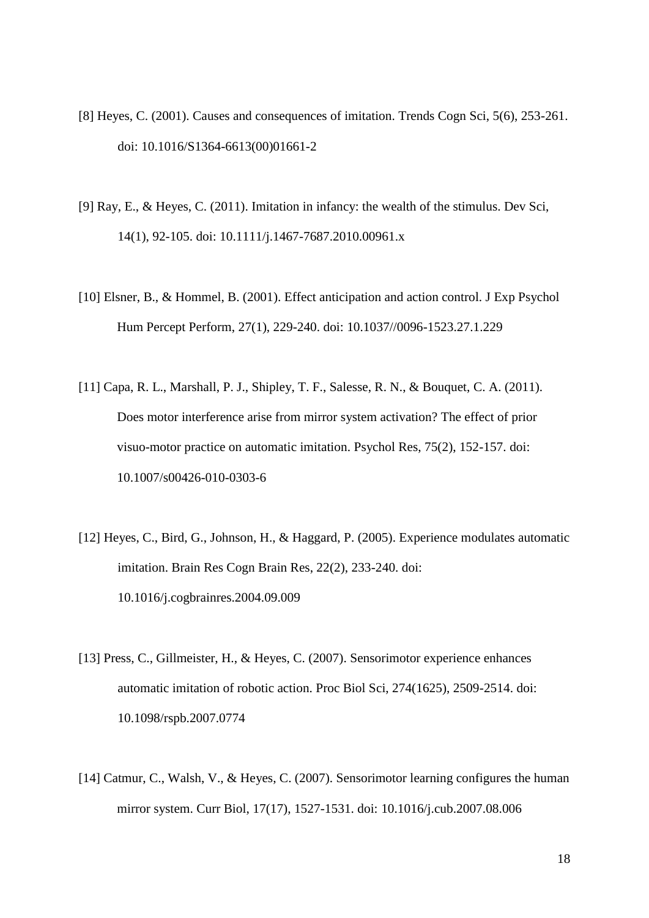[8] Heyes, C. (2001). Causes and consequences of imitation. Trends Cogn Sci, 5(6), 253-261. doi: 10.1016/S1364-6613(00)01661-2

[9] Ray, E., & Heyes, C. (2011). Imitation in infancy: the wealth of the stimulus. Dev Sci, 14(1), 92-105. doi: 10.1111/j.1467-7687.2010.00961.x

[10] Elsner, B., & Hommel, B. (2001). Effect anticipation and action control. J Exp Psychol Hum Percept Perform, 27(1), 229-240. doi: 10.1037//0096-1523.27.1.229

[11] Capa, R. L., Marshall, P. J., Shipley, T. F., Salesse, R. N., & Bouquet, C. A. (2011). Does motor interference arise from mirror system activation? The effect of prior visuo-motor practice on automatic imitation. Psychol Res, 75(2), 152-157. doi: 10.1007/s00426-010-0303-6

[12] Heyes, C., Bird, G., Johnson, H., & Haggard, P. (2005). Experience modulates automatic imitation. Brain Res Cogn Brain Res, 22(2), 233-240. doi: 10.1016/j.cogbrainres.2004.09.009

[13] Press, C., Gillmeister, H., & Heyes, C. (2007). Sensorimotor experience enhances automatic imitation of robotic action. Proc Biol Sci, 274(1625), 2509-2514. doi: 10.1098/rspb.2007.0774

[14] Catmur, C., Walsh, V., & Heyes, C. (2007). Sensorimotor learning configures the human mirror system. Curr Biol, 17(17), 1527-1531. doi: 10.1016/j.cub.2007.08.006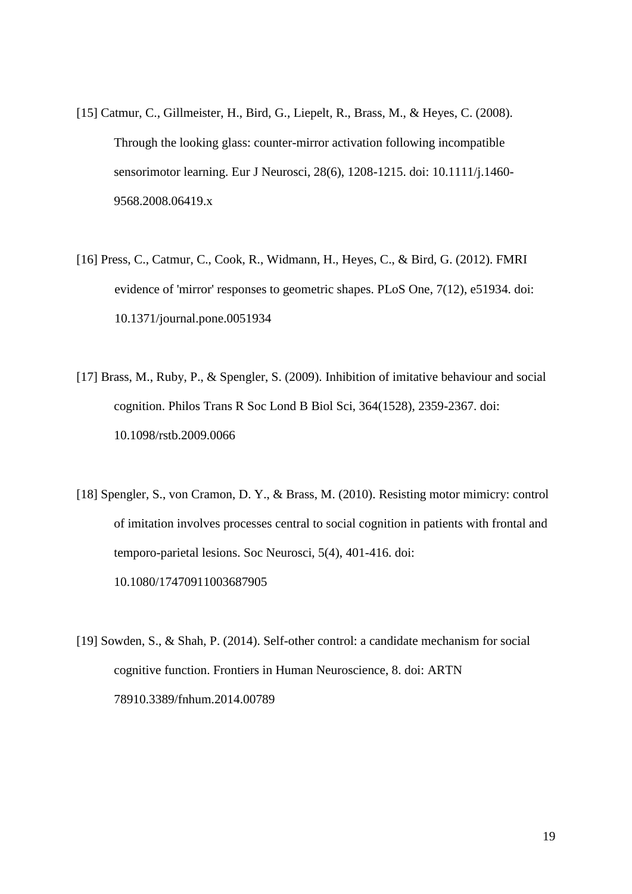[15] Catmur, C., Gillmeister, H., Bird, G., Liepelt, R., Brass, M., & Heyes, C. (2008). Through the looking glass: counter-mirror activation following incompatible sensorimotor learning. Eur J Neurosci, 28(6), 1208-1215. doi: 10.1111/j.1460-9568.2008.06419.x

[16] Press, C., Catmur, C., Cook, R., Widmann, H., Heyes, C., & Bird, G. (2012). FMRI evidence of 'mirror' responses to geometric shapes. PLoS One, 7(12), e51934. doi: 10.1371/journal.pone.0051934

[17] Brass, M., Ruby, P., & Spengler, S. (2009). Inhibition of imitative behaviour and social cognition. Philos Trans R Soc Lond B Biol Sci, 364(1528), 2359-2367. doi: 10.1098/rstb.2009.0066

[18] Spengler, S., von Cramon, D. Y., & Brass, M. (2010). Resisting motor mimicry: control of imitation involves processes central to social cognition in patients with frontal and temporo-parietal lesions. Soc Neurosci, 5(4), 401-416. doi: 10.1080/17470911003687905

[19] Sowden, S., & Shah, P. (2014). Self-other control: a candidate mechanism for social cognitive function. Frontiers in Human Neuroscience, 8. doi: ARTN 78910.3389/fnhum.2014.00789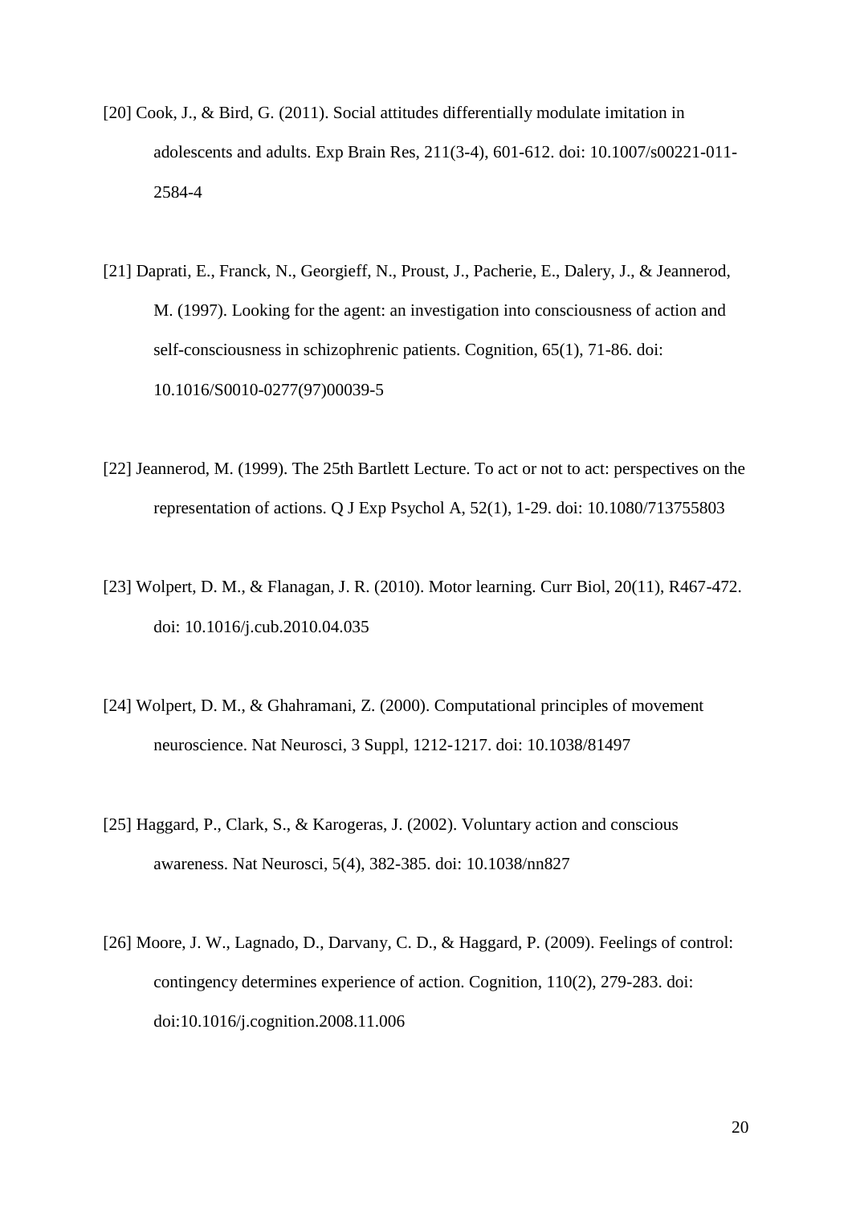[20] Cook, J., & Bird, G. (2011). Social attitudes differentially modulate imitation in adolescents and adults. Exp Brain Res, 211(3-4), 601-612. doi: 10.1007/s00221-011-2584-4

[21] Daprati, E., Franck, N., Georgieff, N., Proust, J., Pacherie, E., Dalery, J., & Jeannerod, M. (1997). Looking for the agent: an investigation into consciousness of action and self-consciousness in schizophrenic patients. Cognition, 65(1), 71-86. doi: 10.1016/S0010-0277(97)00039-5

[22] Jeannerod, M. (1999). The 25th Bartlett Lecture. To act or not to act: perspectives on the representation of actions. Q J Exp Psychol A, 52(1), 1-29. doi: 10.1080/713755803

[23] Wolpert, D. M., & Flanagan, J. R. (2010). Motor learning. Curr Biol, 20(11), R467-472. doi: 10.1016/j.cub.2010.04.035

[24] Wolpert, D. M., & Ghahramani, Z. (2000). Computational principles of movement neuroscience. Nat Neurosci, 3 Suppl, 1212-1217. doi: 10.1038/81497

[25] Haggard, P., Clark, S., & Karogeras, J. (2002). Voluntary action and conscious awareness. Nat Neurosci, 5(4), 382-385. doi: 10.1038/nn827

[26] Moore, J. W., Lagnado, D., Darvany, C. D., & Haggard, P. (2009). Feelings of control: contingency determines experience of action. Cognition, 110(2), 279-283. doi: doi:10.1016/j.cognition.2008.11.006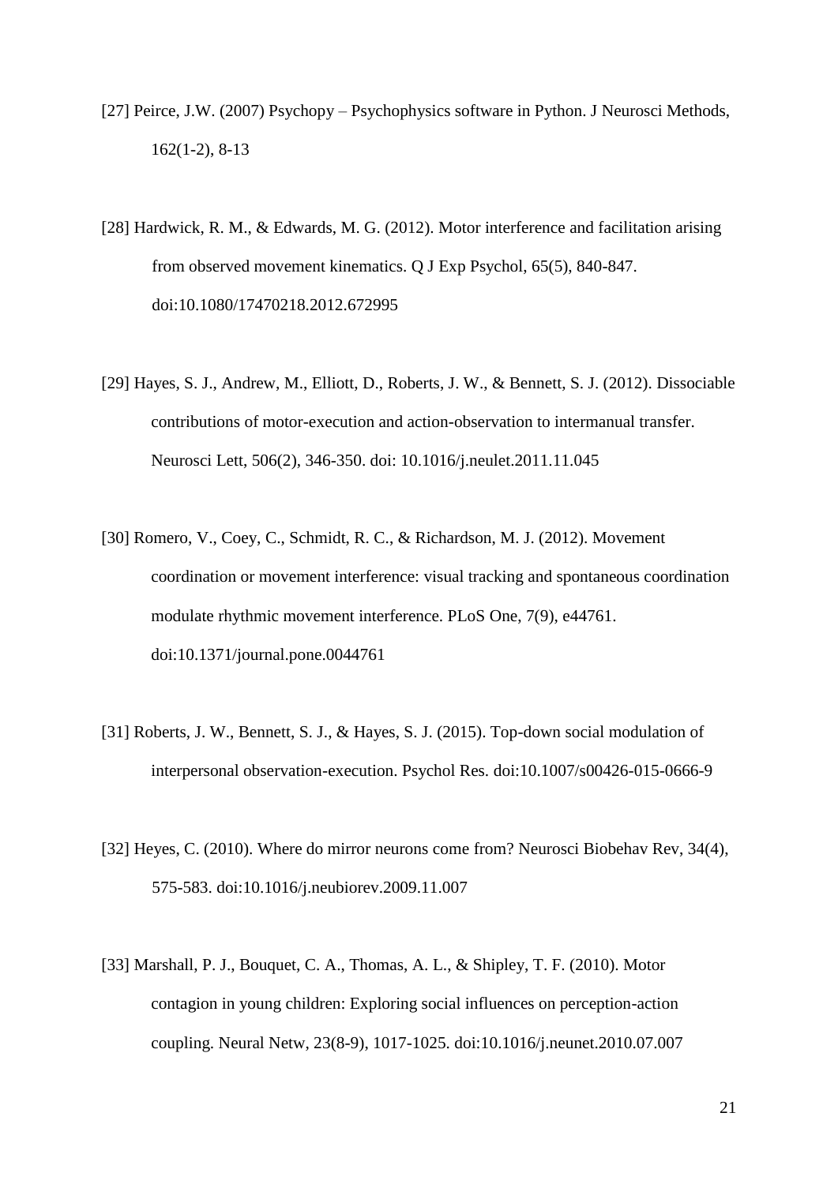[27] Peirce, J.W. (2007) Psychopy – Psychophysics software in Python. J Neurosci Methods, 162(1-2), 8-13

[28] Hardwick, R. M., & Edwards, M. G. (2012). Motor interference and facilitation arising from observed movement kinematics. Q J Exp Psychol, 65(5), 840-847. doi:10.1080/17470218.2012.672995

[29] Hayes, S. J., Andrew, M., Elliott, D., Roberts, J. W., & Bennett, S. J. (2012). Dissociable contributions of motor-execution and action-observation to intermanual transfer. Neurosci Lett, 506(2), 346-350. doi: 10.1016/j.neulet.2011.11.045

[30] Romero, V., Coey, C., Schmidt, R. C., & Richardson, M. J. (2012). Movement coordination or movement interference: visual tracking and spontaneous coordination modulate rhythmic movement interference. PLoS One, 7(9), e44761. doi:10.1371/journal.pone.0044761

[31] Roberts, J. W., Bennett, S. J., & Hayes, S. J. (2015). Top-down social modulation of interpersonal observation-execution. Psychol Res. doi:10.1007/s00426-015-0666-9

[32] Heyes, C. (2010). Where do mirror neurons come from? Neurosci Biobehav Rev, 34(4), 575-583. doi:10.1016/j.neubiorev.2009.11.007

[33] Marshall, P. J., Bouquet, C. A., Thomas, A. L., & Shipley, T. F. (2010). Motor contagion in young children: Exploring social influences on perception-action coupling. Neural Netw, 23(8-9), 1017-1025. doi:10.1016/j.neunet.2010.07.007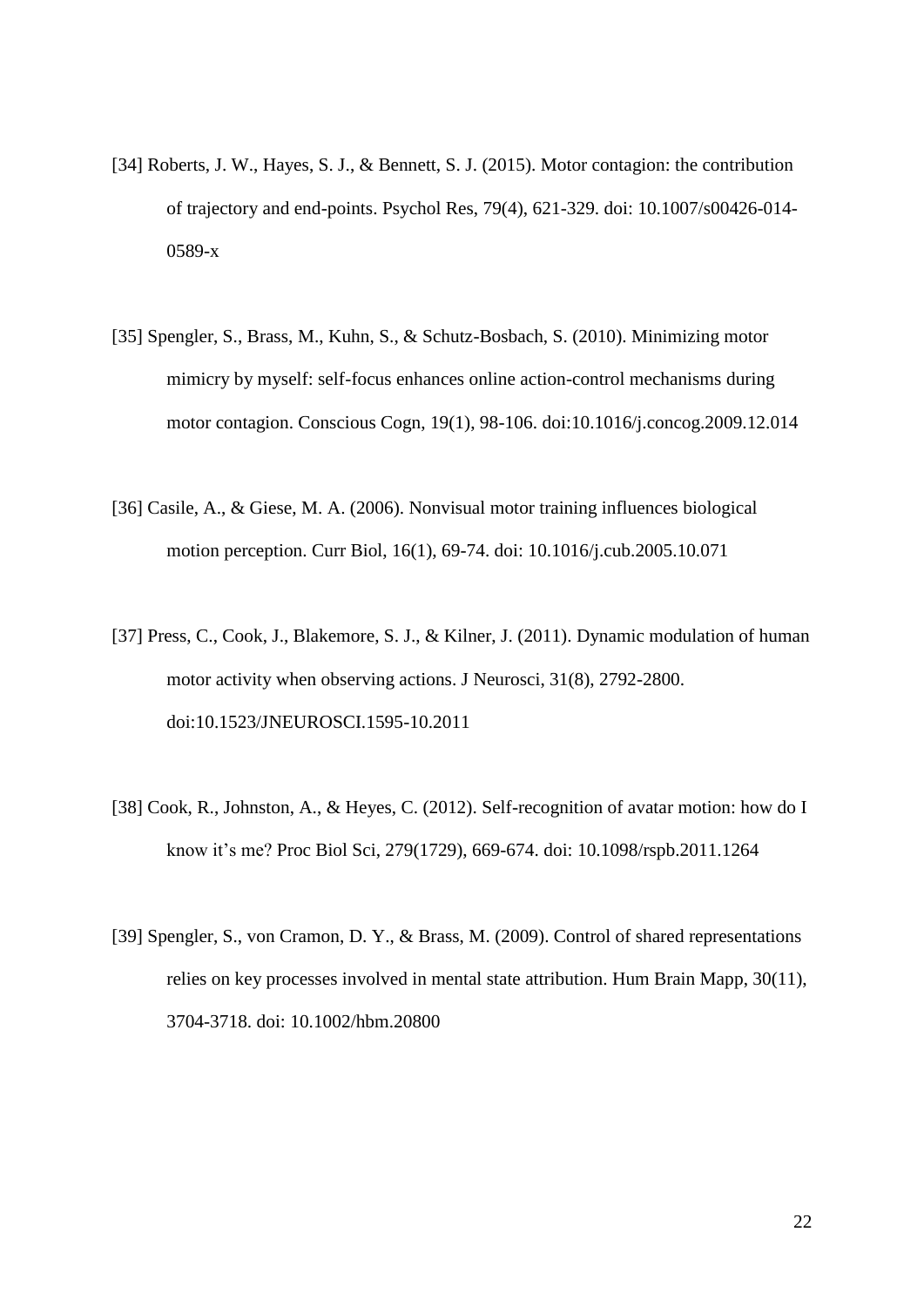[34] Roberts, J. W., Hayes, S. J., & Bennett, S. J. (2015). Motor contagion: the contribution of trajectory and end-points. Psychol Res, 79(4), 621-329. doi: 10.1007/s00426-014-0589-x

[35] Spengler, S., Brass, M., Kuhn, S., & Schutz-Bosbach, S. (2010). Minimizing motor mimicry by myself: self-focus enhances online action-control mechanisms during motor contagion. Conscious Cogn, 19(1), 98-106. doi:10.1016/j.concog.2009.12.014

[36] Casile, A., & Giese, M. A. (2006). Nonvisual motor training influences biological motion perception. Curr Biol, 16(1), 69-74. doi: 10.1016/j.cub.2005.10.071

[37] Press, C., Cook, J., Blakemore, S. J., & Kilner, J. (2011). Dynamic modulation of human motor activity when observing actions. J Neurosci, 31(8), 2792-2800. doi:10.1523/JNEUROSCI.1595-10.2011

[38] Cook, R., Johnston, A., & Heyes, C. (2012). Self-recognition of avatar motion: how do I know it's me? Proc Biol Sci, 279(1729), 669-674. doi: 10.1098/rspb.2011.1264

[39] Spengler, S., von Cramon, D. Y., & Brass, M. (2009). Control of shared representations relies on key processes involved in mental state attribution. Hum Brain Mapp, 30(11), 3704-3718. doi: 10.1002/hbm.20800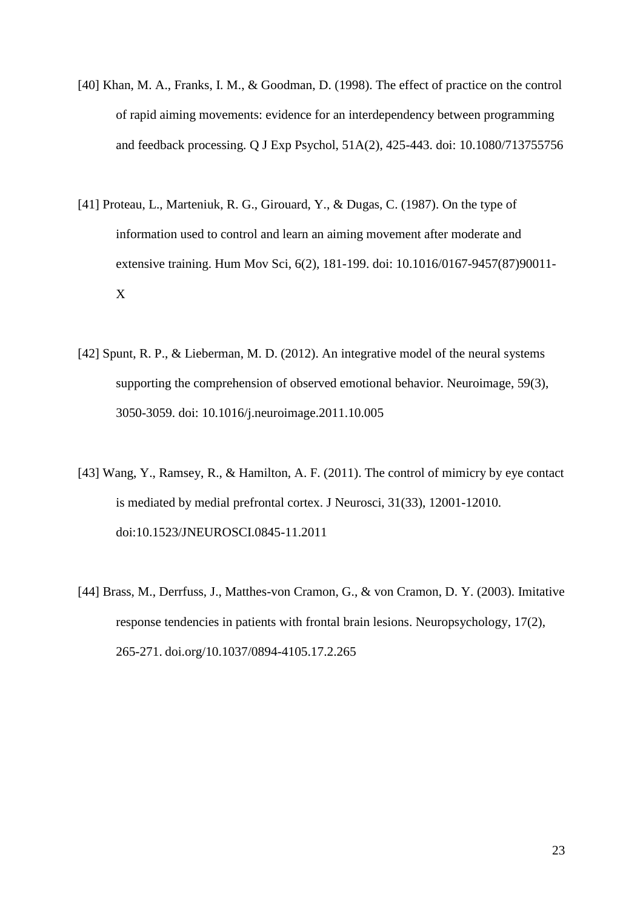[40] Khan, M. A., Franks, I. M., & Goodman, D. (1998). The effect of practice on the control of rapid aiming movements: evidence for an interdependency between programming and feedback processing. Q J Exp Psychol, 51A(2), 425-443. doi: 10.1080/713755756

[41] Proteau, L., Marteniuk, R. G., Girouard, Y., & Dugas, C. (1987). On the type of information used to control and learn an aiming movement after moderate and extensive training. Hum Mov Sci, 6(2), 181-199. doi: 10.1016/0167-9457(87)90011-X

[42] Spunt, R. P., & Lieberman, M. D. (2012). An integrative model of the neural systems supporting the comprehension of observed emotional behavior. Neuroimage, 59(3), 3050-3059. doi: 10.1016/j.neuroimage.2011.10.005

[43] Wang, Y., Ramsey, R., & Hamilton, A. F. (2011). The control of mimicry by eye contact is mediated by medial prefrontal cortex. J Neurosci, 31(33), 12001-12010. doi:10.1523/JNEUROSCI.0845-11.2011

[44] Brass, M., Derrfuss, J., Matthes-von Cramon, G., & von Cramon, D. Y. (2003). Imitative response tendencies in patients with frontal brain lesions. Neuropsychology, 17(2), 265-271. doi.org/10.1037/0894-4105.17.2.265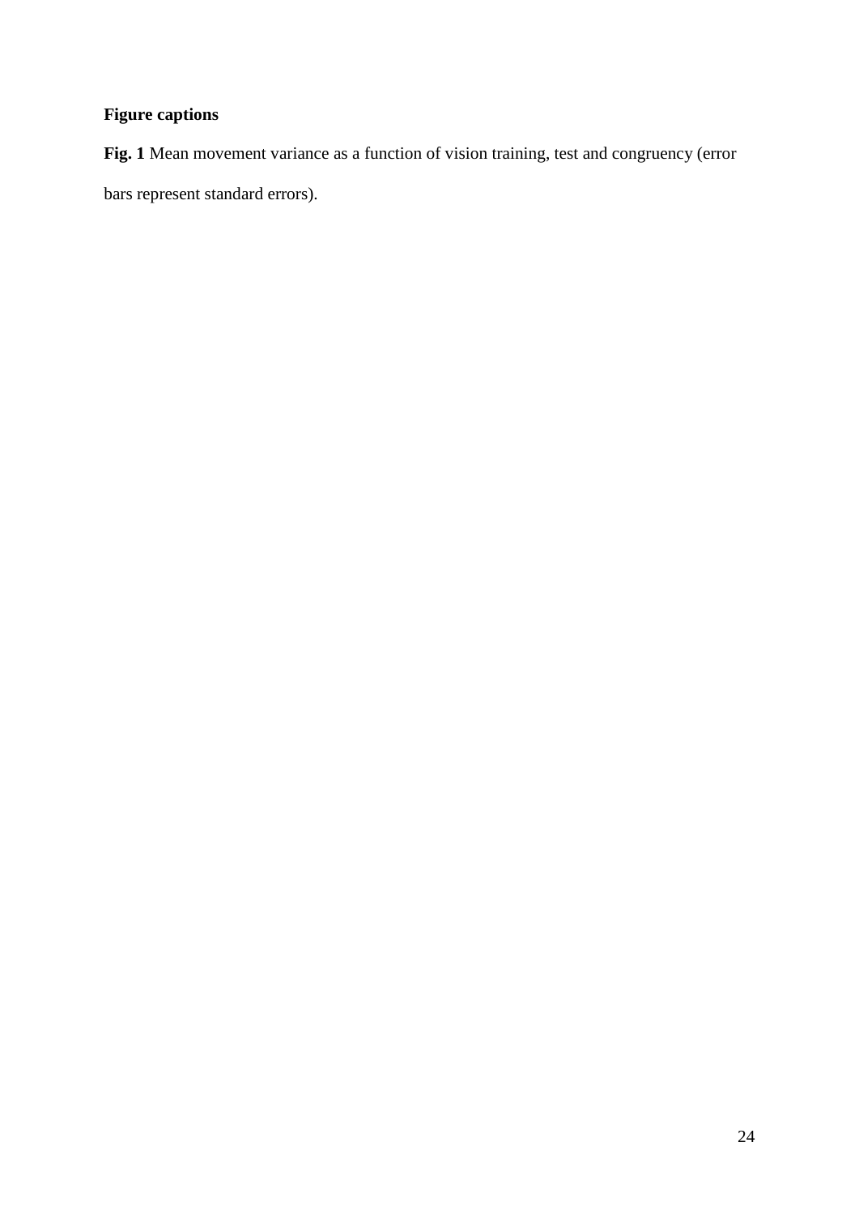## Figure captions

**Fig. 1** Mean movement variance as a function of vision training, test and congruency (error bars represent standard errors).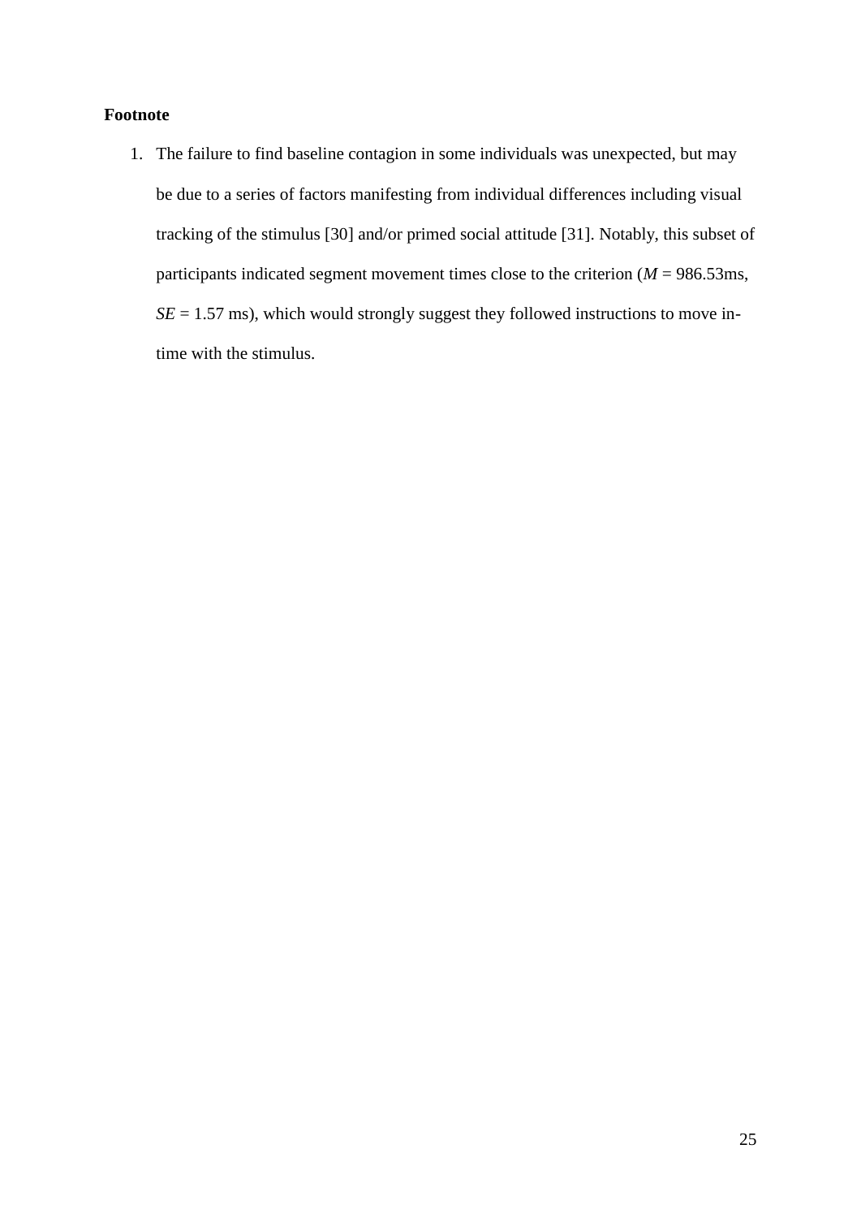**Footnote**

1. The failure to find baseline contagion in some individuals was unexpected, but may be due to a series of factors manifesting from individual differences including visual tracking of the stimulus [30] and/or primed social attitude [31]. Notably, this subset of participants indicated segment movement times close to the criterion ($M$ = 986.53ms, $SE$ = 1.57 ms), which would strongly suggest they followed instructions to move in-time with the stimulus.